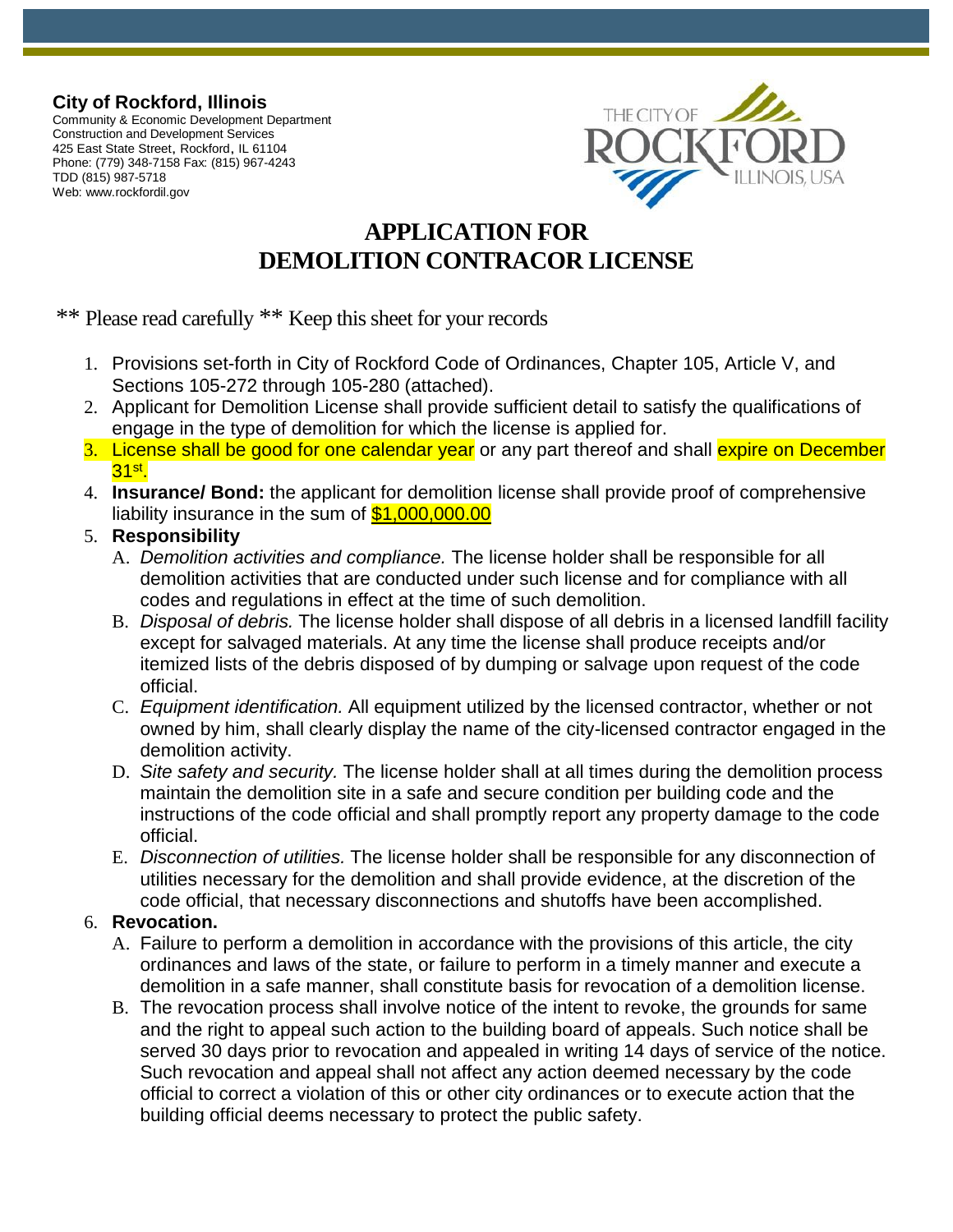**City of Rockford, Illinois**
Community & Economic Development Department
Construction and Development Services
425 East State Street, Rockford, IL 61104
Phone: (779) 348-7158 Fax: (815) 967-4243
TDD (815) 987-5718
Web: www.rockfordil.gov

THE CITY OF ROCKFORD ILLINOIS, USA

# APPLICATION FOR DEMOLITION CONTRACOR LICENSE

** Please read carefully ** Keep this sheet for your records

1. Provisions set-forth in City of Rockford Code of Ordinances, Chapter 105, Article V, and Sections 105-272 through 105-280 (attached).
2. Applicant for Demolition License shall provide sufficient detail to satisfy the qualifications of engage in the type of demolition for which the license is applied for.
3. License shall be good for one calendar year or any part thereof and shall expire on December 31st.
4. **Insurance/ Bond:** the applicant for demolition license shall provide proof of comprehensive liability insurance in the sum of $1,000,000.00
5. **Responsibility**
   A. *Demolition activities and compliance.* The license holder shall be responsible for all demolition activities that are conducted under such license and for compliance with all codes and regulations in effect at the time of such demolition.
   B. *Disposal of debris.* The license holder shall dispose of all debris in a licensed landfill facility except for salvaged materials. At any time the license shall produce receipts and/or itemized lists of the debris disposed of by dumping or salvage upon request of the code official.
   C. *Equipment identification.* All equipment utilized by the licensed contractor, whether or not owned by him, shall clearly display the name of the city-licensed contractor engaged in the demolition activity.
   D. *Site safety and security.* The license holder shall at all times during the demolition process maintain the demolition site in a safe and secure condition per building code and the instructions of the code official and shall promptly report any property damage to the code official.
   E. *Disconnection of utilities.* The license holder shall be responsible for any disconnection of utilities necessary for the demolition and shall provide evidence, at the discretion of the code official, that necessary disconnections and shutoffs have been accomplished.
6. **Revocation.**
   A. Failure to perform a demolition in accordance with the provisions of this article, the city ordinances and laws of the state, or failure to perform in a timely manner and execute a demolition in a safe manner, shall constitute basis for revocation of a demolition license.
   B. The revocation process shall involve notice of the intent to revoke, the grounds for same and the right to appeal such action to the building board of appeals. Such notice shall be served 30 days prior to revocation and appealed in writing 14 days of service of the notice. Such revocation and appeal shall not affect any action deemed necessary by the code official to correct a violation of this or other city ordinances or to execute action that the building official deems necessary to protect the public safety.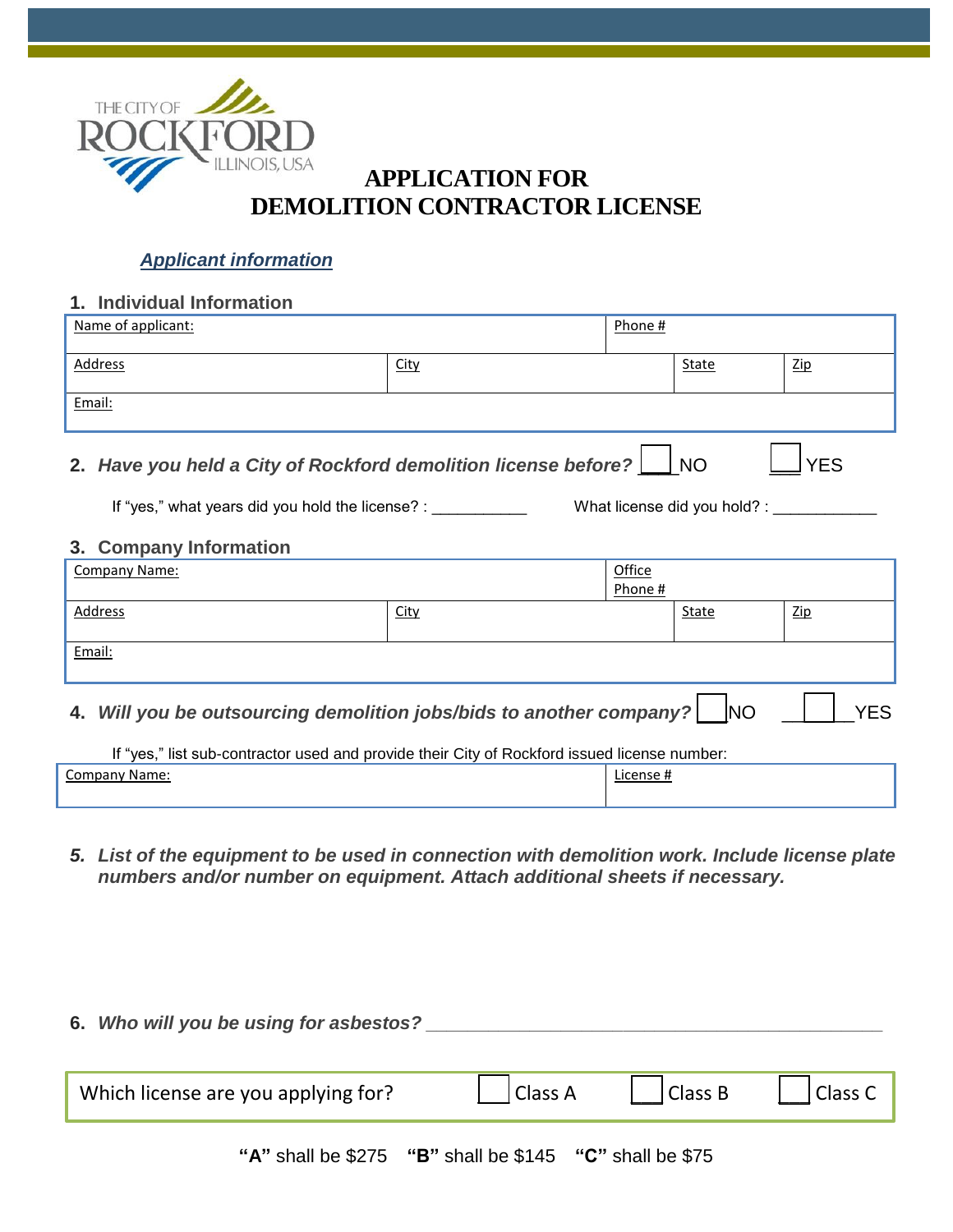THE CITY OF ROCKFORD ILLINOIS, USA

# APPLICATION FOR DEMOLITION CONTRACTOR LICENSE

***Applicant information***

## 1. Individual Information

| Name of applicant: | | Phone # | |
|---|---|---|---|
| Address | City | State | Zip |
| Email: | | | |

**2. *Have you held a City of Rockford demolition license before?*** ☐ NO ☐ YES

If "yes," what years did you hold the license? : ___________ What license did you hold? : ___________

## 3. Company Information

| Company Name: | | Office Phone # | |
|---|---|---|---|
| Address | City | State | Zip |
| Email: | | | |

**4. *Will you be outsourcing demolition jobs/bids to another company?*** ☐ NO ☐ YES

If "yes," list sub-contractor used and provide their City of Rockford issued license number:

| Company Name: | License # |
|---|---|
| | |

**5. *List of the equipment to be used in connection with demolition work. Include license plate numbers and/or number on equipment. Attach additional sheets if necessary.***

**6. *Who will you be using for asbestos?*** ___________________________________________

Which license are you applying for? ☐ Class A ☐ Class B ☐ Class C

**"A"** shall be $275 **"B"** shall be $145 **"C"** shall be $75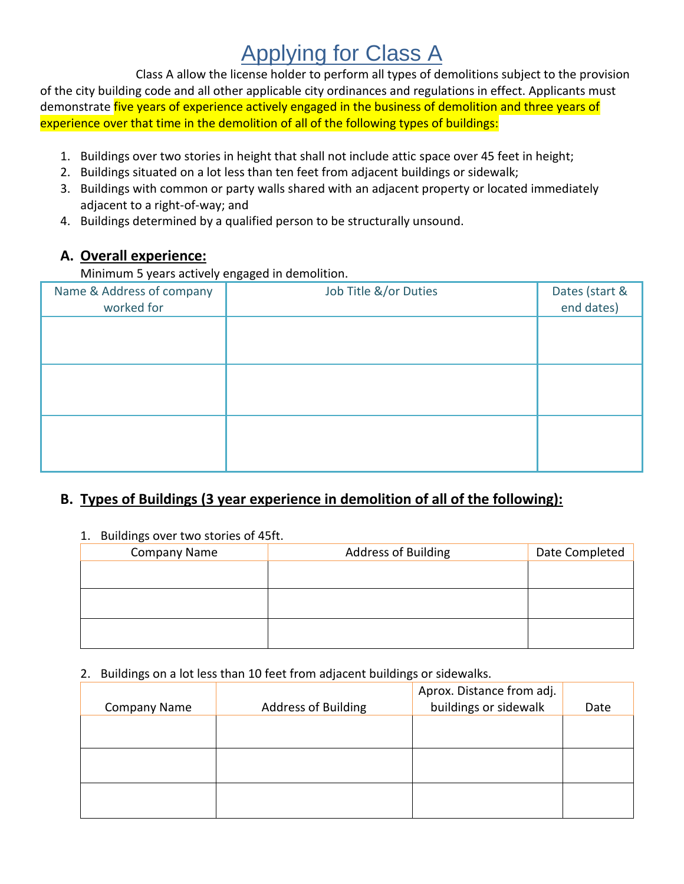# Applying for Class A

Class A allow the license holder to perform all types of demolitions subject to the provision of the city building code and all other applicable city ordinances and regulations in effect. Applicants must demonstrate five years of experience actively engaged in the business of demolition and three years of experience over that time in the demolition of all of the following types of buildings:

1. Buildings over two stories in height that shall not include attic space over 45 feet in height;
2. Buildings situated on a lot less than ten feet from adjacent buildings or sidewalk;
3. Buildings with common or party walls shared with an adjacent property or located immediately adjacent to a right-of-way; and
4. Buildings determined by a qualified person to be structurally unsound.

## A. Overall experience:

Minimum 5 years actively engaged in demolition.

| Name & Address of company worked for | Job Title &/or Duties | Dates (start & end dates) |
|---|---|---|
| | | |
| | | |
| | | |

## B. Types of Buildings (3 year experience in demolition of all of the following):

1. Buildings over two stories of 45ft.

| Company Name | Address of Building | Date Completed |
|---|---|---|
| | | |
| | | |
| | | |

2. Buildings on a lot less than 10 feet from adjacent buildings or sidewalks.

| Company Name | Address of Building | Aprox. Distance from adj. buildings or sidewalk | Date |
|---|---|---|---|
| | | | |
| | | | |
| | | | |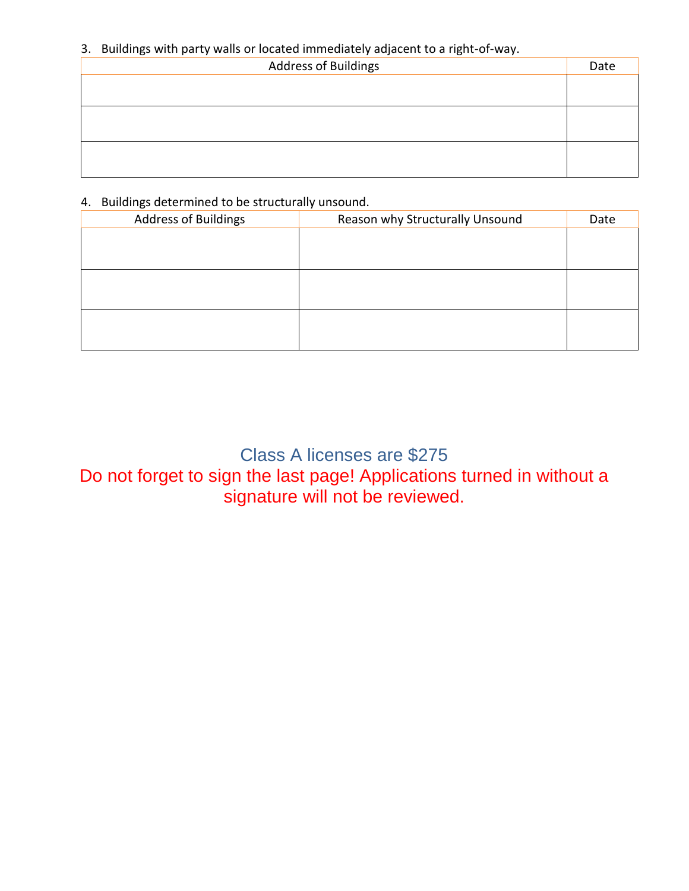3. Buildings with party walls or located immediately adjacent to a right-of-way.

| Address of Buildings | Date |
| --- | --- |
| | |
| | |
| | |

4. Buildings determined to be structurally unsound.

| Address of Buildings | Reason why Structurally Unsound | Date |
| --- | --- | --- |
| | | |
| | | |
| | | |

Class A licenses are $275

Do not forget to sign the last page! Applications turned in without a signature will not be reviewed.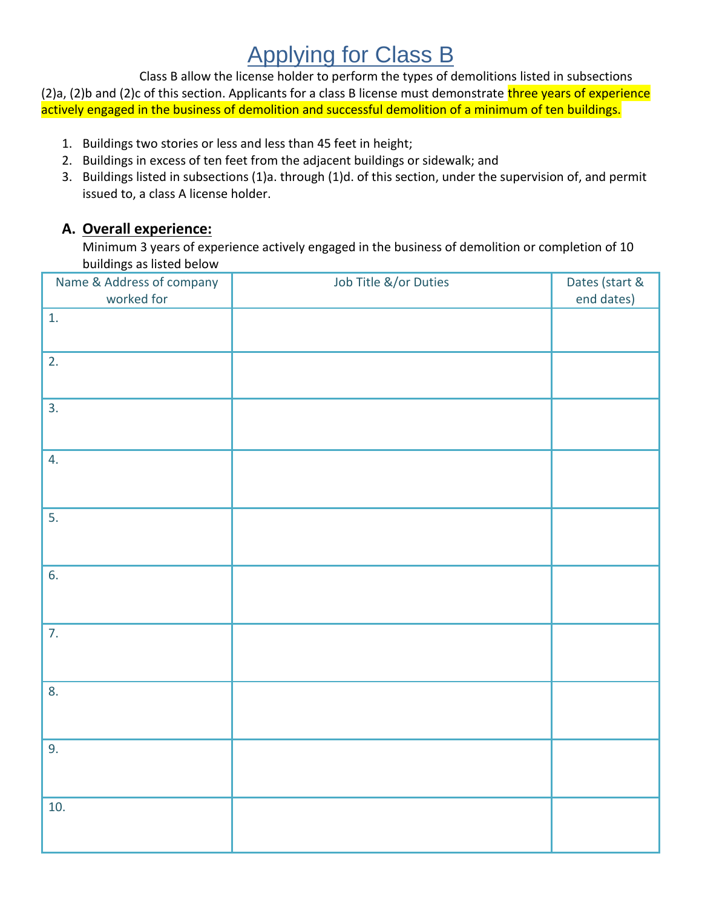# Applying for Class B

Class B allow the license holder to perform the types of demolitions listed in subsections (2)a, (2)b and (2)c of this section. Applicants for a class B license must demonstrate three years of experience actively engaged in the business of demolition and successful demolition of a minimum of ten buildings.

1. Buildings two stories or less and less than 45 feet in height;
2. Buildings in excess of ten feet from the adjacent buildings or sidewalk; and
3. Buildings listed in subsections (1)a. through (1)d. of this section, under the supervision of, and permit issued to, a class A license holder.

## A. **Overall experience:**

Minimum 3 years of experience actively engaged in the business of demolition or completion of 10 buildings as listed below

| Name & Address of company worked for | Job Title &/or Duties | Dates (start & end dates) |
|---|---|---|
| 1. | | |
| 2. | | |
| 3. | | |
| 4. | | |
| 5. | | |
| 6. | | |
| 7. | | |
| 8. | | |
| 9. | | |
| 10. | | |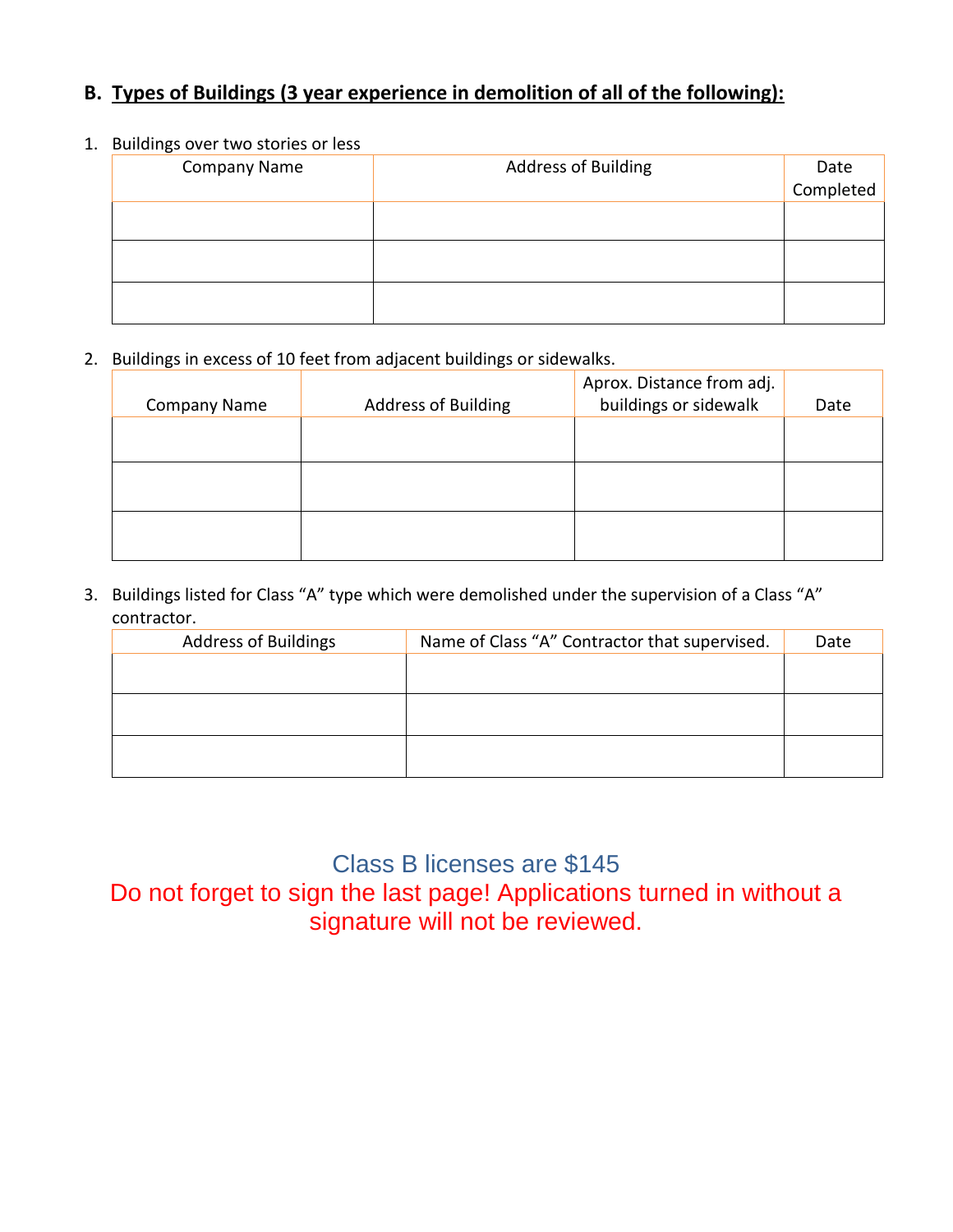## B. Types of Buildings (3 year experience in demolition of all of the following):

1. Buildings over two stories or less

| Company Name | Address of Building | Date Completed |
|---|---|---|
| | | |
| | | |
| | | |

2. Buildings in excess of 10 feet from adjacent buildings or sidewalks.

| Company Name | Address of Building | Aprox. Distance from adj. buildings or sidewalk | Date |
|---|---|---|---|
| | | | |
| | | | |
| | | | |

3. Buildings listed for Class "A" type which were demolished under the supervision of a Class "A" contractor.

| Address of Buildings | Name of Class "A" Contractor that supervised. | Date |
|---|---|---|
| | | |
| | | |
| | | |

Class B licenses are $145

Do not forget to sign the last page! Applications turned in without a signature will not be reviewed.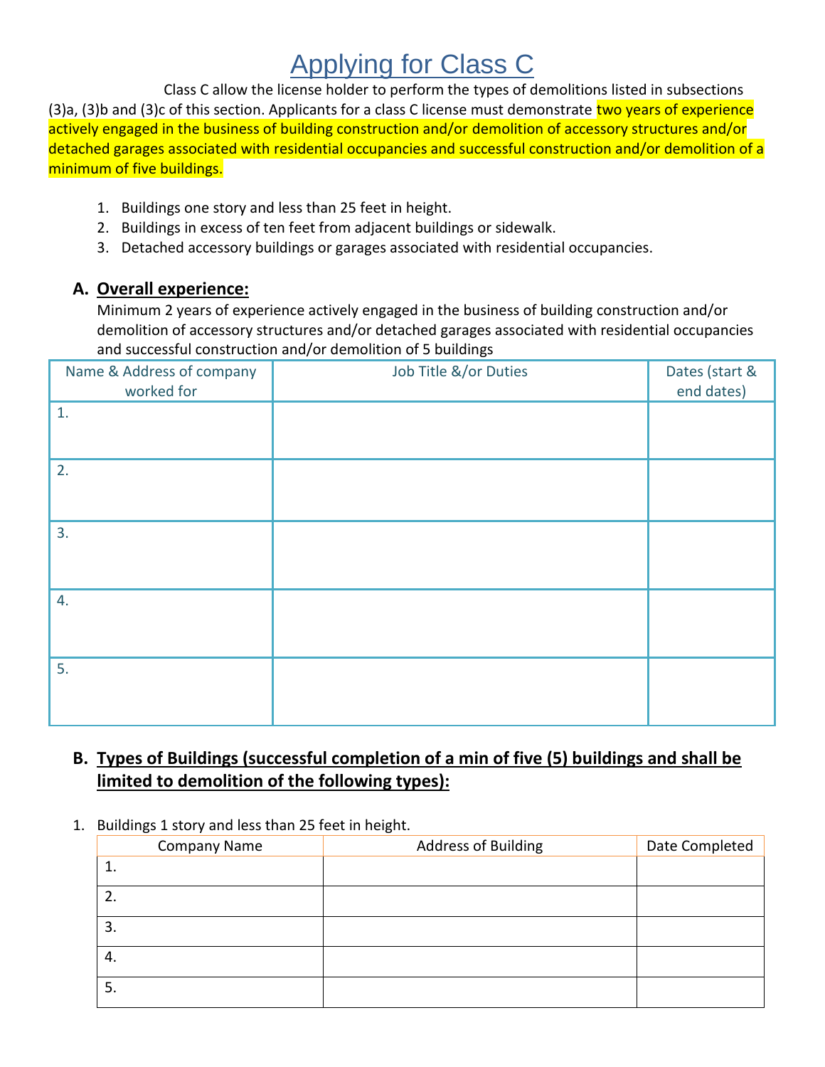# Applying for Class C

Class C allow the license holder to perform the types of demolitions listed in subsections (3)a, (3)b and (3)c of this section. Applicants for a class C license must demonstrate two years of experience actively engaged in the business of building construction and/or demolition of accessory structures and/or detached garages associated with residential occupancies and successful construction and/or demolition of a minimum of five buildings.

1. Buildings one story and less than 25 feet in height.
2. Buildings in excess of ten feet from adjacent buildings or sidewalk.
3. Detached accessory buildings or garages associated with residential occupancies.

## A. Overall experience:

Minimum 2 years of experience actively engaged in the business of building construction and/or demolition of accessory structures and/or detached garages associated with residential occupancies and successful construction and/or demolition of 5 buildings

| Name & Address of company worked for | Job Title &/or Duties | Dates (start & end dates) |
|---|---|---|
| 1. | | |
| 2. | | |
| 3. | | |
| 4. | | |
| 5. | | |

## B. Types of Buildings (successful completion of a min of five (5) buildings and shall be limited to demolition of the following types):

1. Buildings 1 story and less than 25 feet in height.

| Company Name | Address of Building | Date Completed |
|---|---|---|
| 1. | | |
| 2. | | |
| 3. | | |
| 4. | | |
| 5. | | |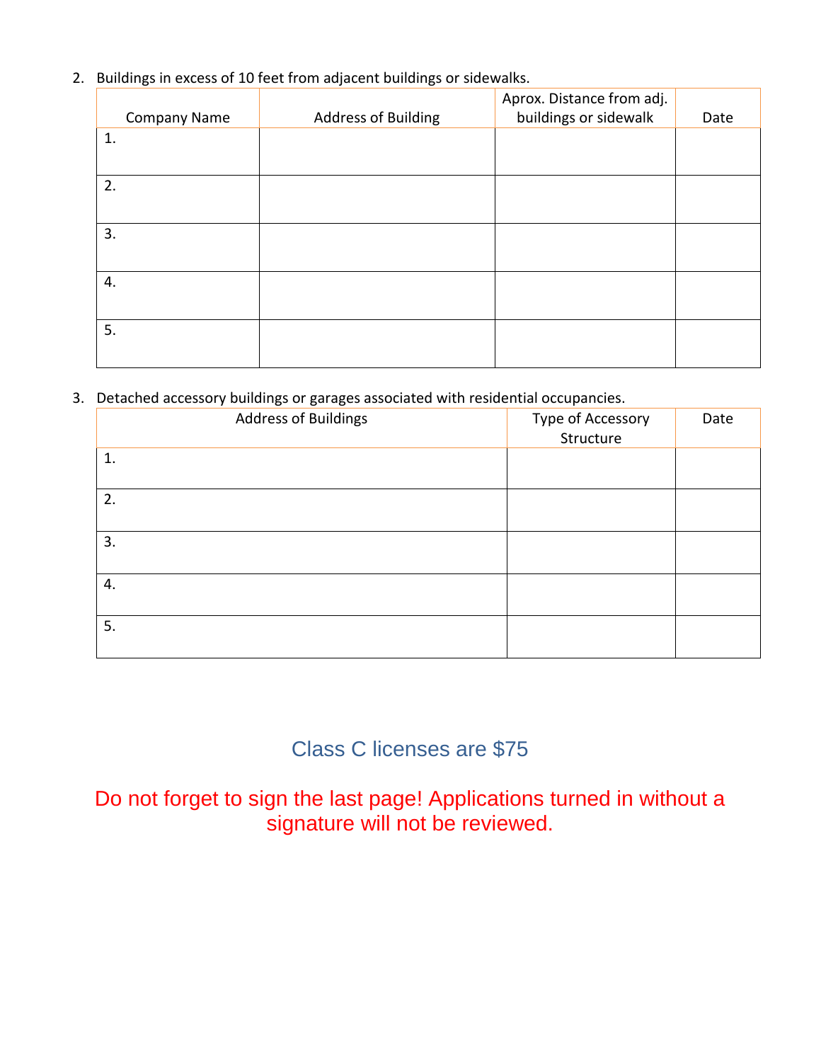2. Buildings in excess of 10 feet from adjacent buildings or sidewalks.

| Company Name | Address of Building | Aprox. Distance from adj. buildings or sidewalk | Date |
|---|---|---|---|
| 1. | | | |
| 2. | | | |
| 3. | | | |
| 4. | | | |
| 5. | | | |

3. Detached accessory buildings or garages associated with residential occupancies.

| Address of Buildings | Type of Accessory Structure | Date |
|---|---|---|
| 1. | | |
| 2. | | |
| 3. | | |
| 4. | | |
| 5. | | |

Class C licenses are $75

Do not forget to sign the last page! Applications turned in without a signature will not be reviewed.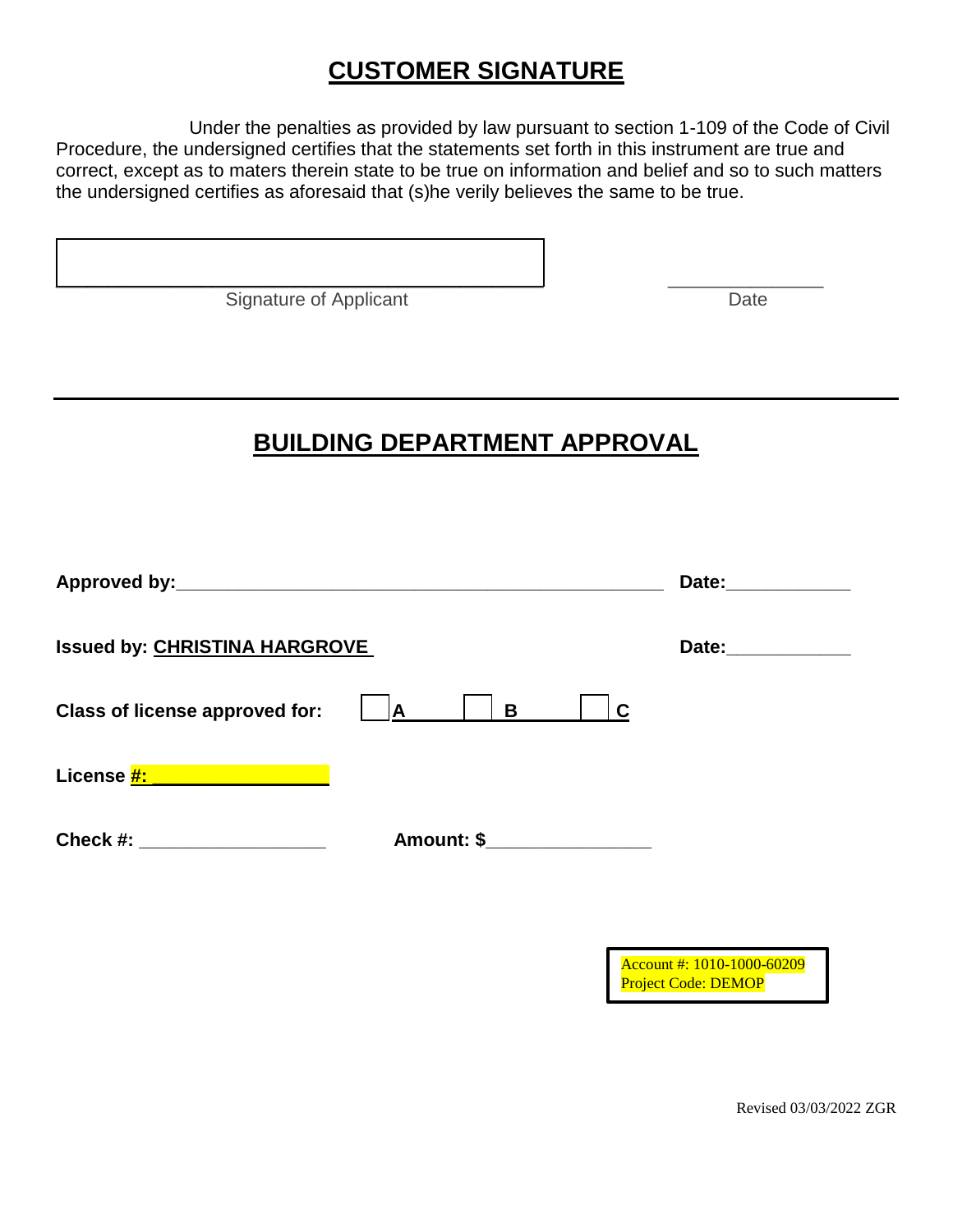## CUSTOMER SIGNATURE

Under the penalties as provided by law pursuant to section 1-109 of the Code of Civil Procedure, the undersigned certifies that the statements set forth in this instrument are true and correct, except as to maters therein state to be true on information and belief and so to such matters the undersigned certifies as aforesaid that (s)he verily believes the same to be true.

______________________________________ Signature of Applicant

_______________ Date

---

## BUILDING DEPARTMENT APPROVAL

**Approved by:**_______________________________________________ **Date:**____________

**Issued by: CHRISTINA HARGROVE** **Date:**____________

**Class of license approved for:** ☐ **A** ☐ **B** ☐ **C**

**License #:** _________________

**Check #:** __________________ **Amount: $**________________

Account #: 1010-1000-60209
Project Code: DEMOP

Revised 03/03/2022 ZGR